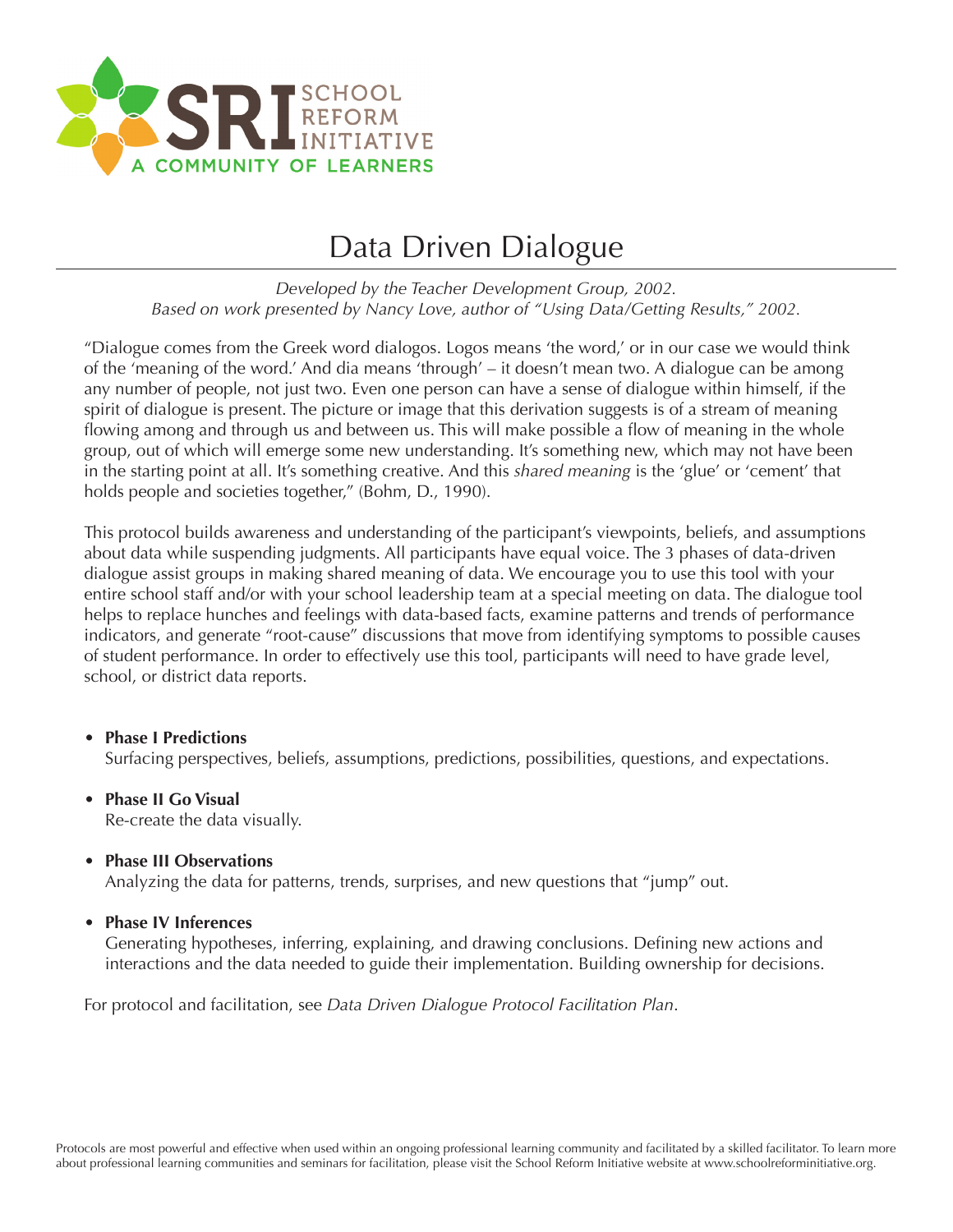SCHOOL REFORM INITIATIVE
A COMMUNITY OF LEARNERS

# Data Driven Dialogue

*Developed by the Teacher Development Group, 2002.*
*Based on work presented by Nancy Love, author of "Using Data/Getting Results," 2002.*

"Dialogue comes from the Greek word dialogos. Logos means 'the word,' or in our case we would think of the 'meaning of the word.' And dia means 'through' – it doesn't mean two. A dialogue can be among any number of people, not just two. Even one person can have a sense of dialogue within himself, if the spirit of dialogue is present. The picture or image that this derivation suggests is of a stream of meaning flowing among and through us and between us. This will make possible a flow of meaning in the whole group, out of which will emerge some new understanding. It's something new, which may not have been in the starting point at all. It's something creative. And this *shared meaning* is the 'glue' or 'cement' that holds people and societies together," (Bohm, D., 1990).

This protocol builds awareness and understanding of the participant's viewpoints, beliefs, and assumptions about data while suspending judgments. All participants have equal voice. The 3 phases of data-driven dialogue assist groups in making shared meaning of data. We encourage you to use this tool with your entire school staff and/or with your school leadership team at a special meeting on data. The dialogue tool helps to replace hunches and feelings with data-based facts, examine patterns and trends of performance indicators, and generate "root-cause" discussions that move from identifying symptoms to possible causes of student performance. In order to effectively use this tool, participants will need to have grade level, school, or district data reports.

- **Phase I Predictions**
  Surfacing perspectives, beliefs, assumptions, predictions, possibilities, questions, and expectations.

- **Phase II Go Visual**
  Re-create the data visually.

- **Phase III Observations**
  Analyzing the data for patterns, trends, surprises, and new questions that "jump" out.

- **Phase IV Inferences**
  Generating hypotheses, inferring, explaining, and drawing conclusions. Defining new actions and interactions and the data needed to guide their implementation. Building ownership for decisions.

For protocol and facilitation, see *Data Driven Dialogue Protocol Facilitation Plan*.

Protocols are most powerful and effective when used within an ongoing professional learning community and facilitated by a skilled facilitator. To learn more about professional learning communities and seminars for facilitation, please visit the School Reform Initiative website at www.schoolreforminitiative.org.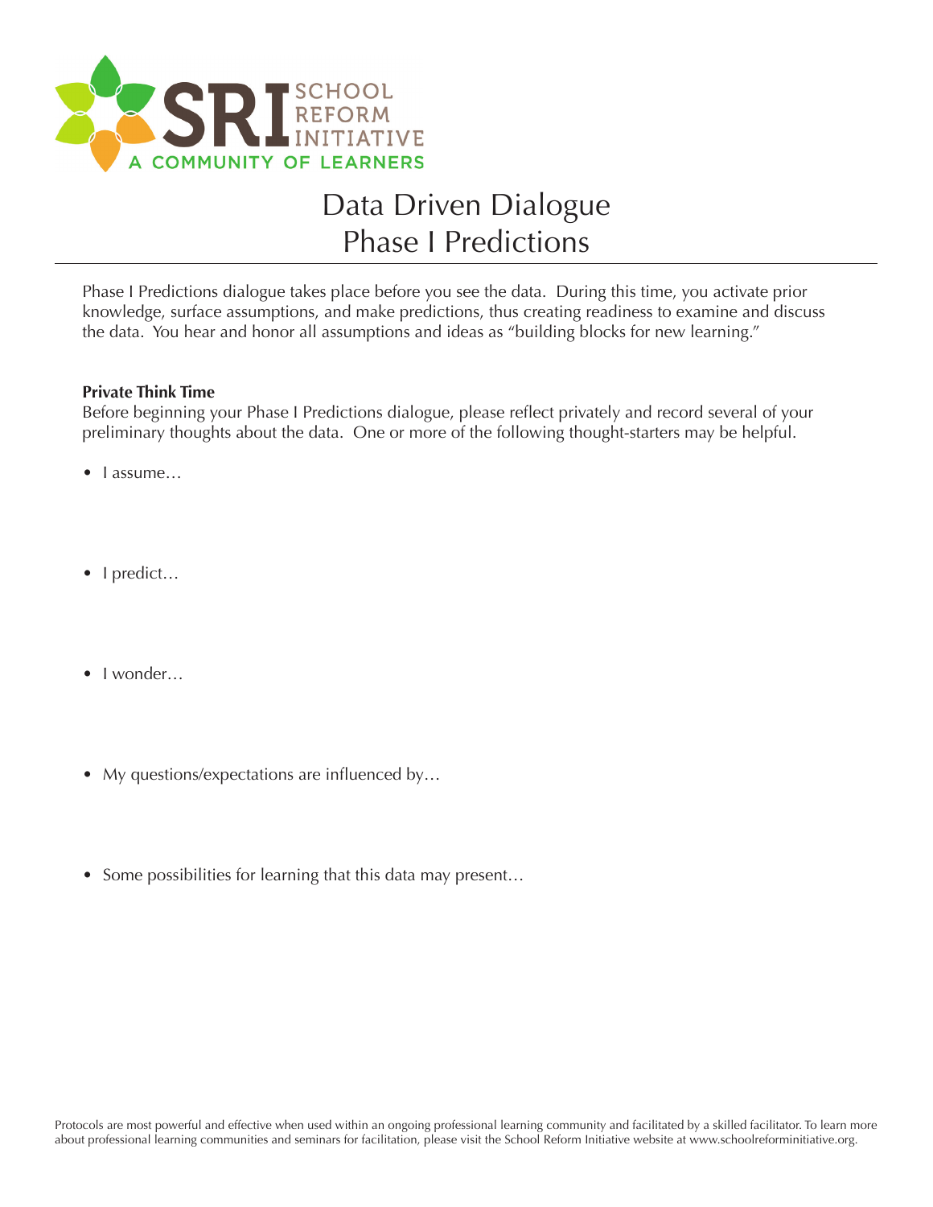# Data Driven Dialogue
# Phase I Predictions

Phase I Predictions dialogue takes place before you see the data. During this time, you activate prior knowledge, surface assumptions, and make predictions, thus creating readiness to examine and discuss the data. You hear and honor all assumptions and ideas as "building blocks for new learning."

**Private Think Time**

Before beginning your Phase I Predictions dialogue, please reflect privately and record several of your preliminary thoughts about the data. One or more of the following thought-starters may be helpful.

- I assume…

- I predict…

- I wonder…

- My questions/expectations are influenced by…

- Some possibilities for learning that this data may present…

Protocols are most powerful and effective when used within an ongoing professional learning community and facilitated by a skilled facilitator. To learn more about professional learning communities and seminars for facilitation, please visit the School Reform Initiative website at www.schoolreforminitiative.org.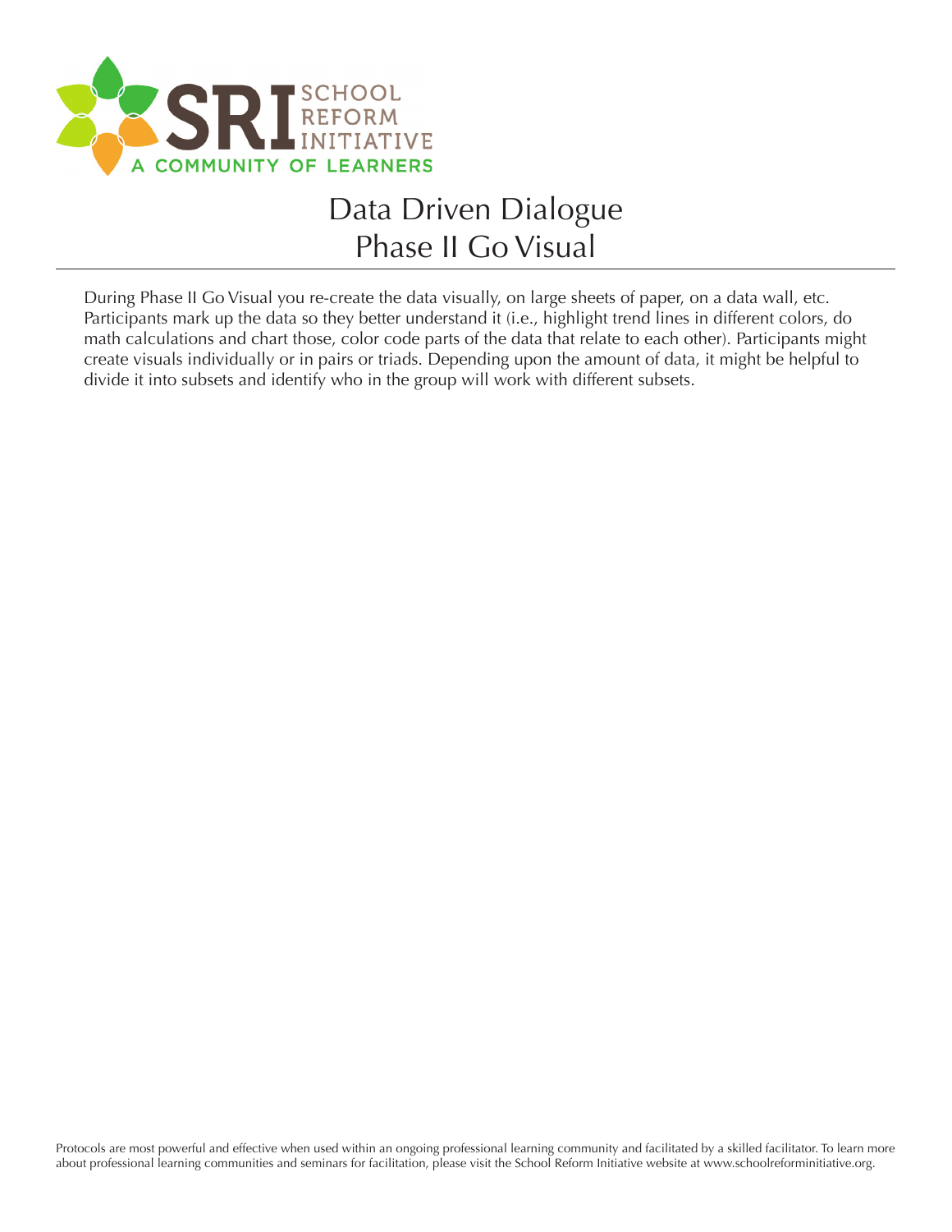# Data Driven Dialogue
## Phase II Go Visual

During Phase II Go Visual you re-create the data visually, on large sheets of paper, on a data wall, etc. Participants mark up the data so they better understand it (i.e., highlight trend lines in different colors, do math calculations and chart those, color code parts of the data that relate to each other). Participants might create visuals individually or in pairs or triads. Depending upon the amount of data, it might be helpful to divide it into subsets and identify who in the group will work with different subsets.

Protocols are most powerful and effective when used within an ongoing professional learning community and facilitated by a skilled facilitator. To learn more about professional learning communities and seminars for facilitation, please visit the School Reform Initiative website at www.schoolreforminitiative.org.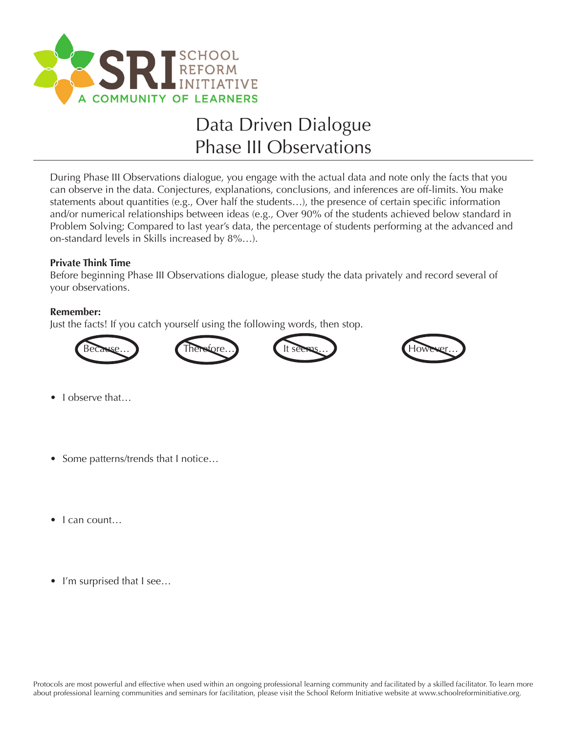SCHOOL REFORM INITIATIVE

A COMMUNITY OF LEARNERS

# Data Driven Dialogue
# Phase III Observations

During Phase III Observations dialogue, you engage with the actual data and note only the facts that you can observe in the data. Conjectures, explanations, conclusions, and inferences are off-limits. You make statements about quantities (e.g., Over half the students…), the presence of certain specific information and/or numerical relationships between ideas (e.g., Over 90% of the students achieved below standard in Problem Solving; Compared to last year's data, the percentage of students performing at the advanced and on-standard levels in Skills increased by 8%…).

**Private Think Time**

Before beginning Phase III Observations dialogue, please study the data privately and record several of your observations.

**Remember:**

Just the facts! If you catch yourself using the following words, then stop.

~~Because…~~ ~~Therefore…~~ ~~It seems…~~ ~~However…~~

- I observe that…

- Some patterns/trends that I notice…

- I can count…

- I'm surprised that I see…

Protocols are most powerful and effective when used within an ongoing professional learning community and facilitated by a skilled facilitator. To learn more about professional learning communities and seminars for facilitation, please visit the School Reform Initiative website at www.schoolreforminitiative.org.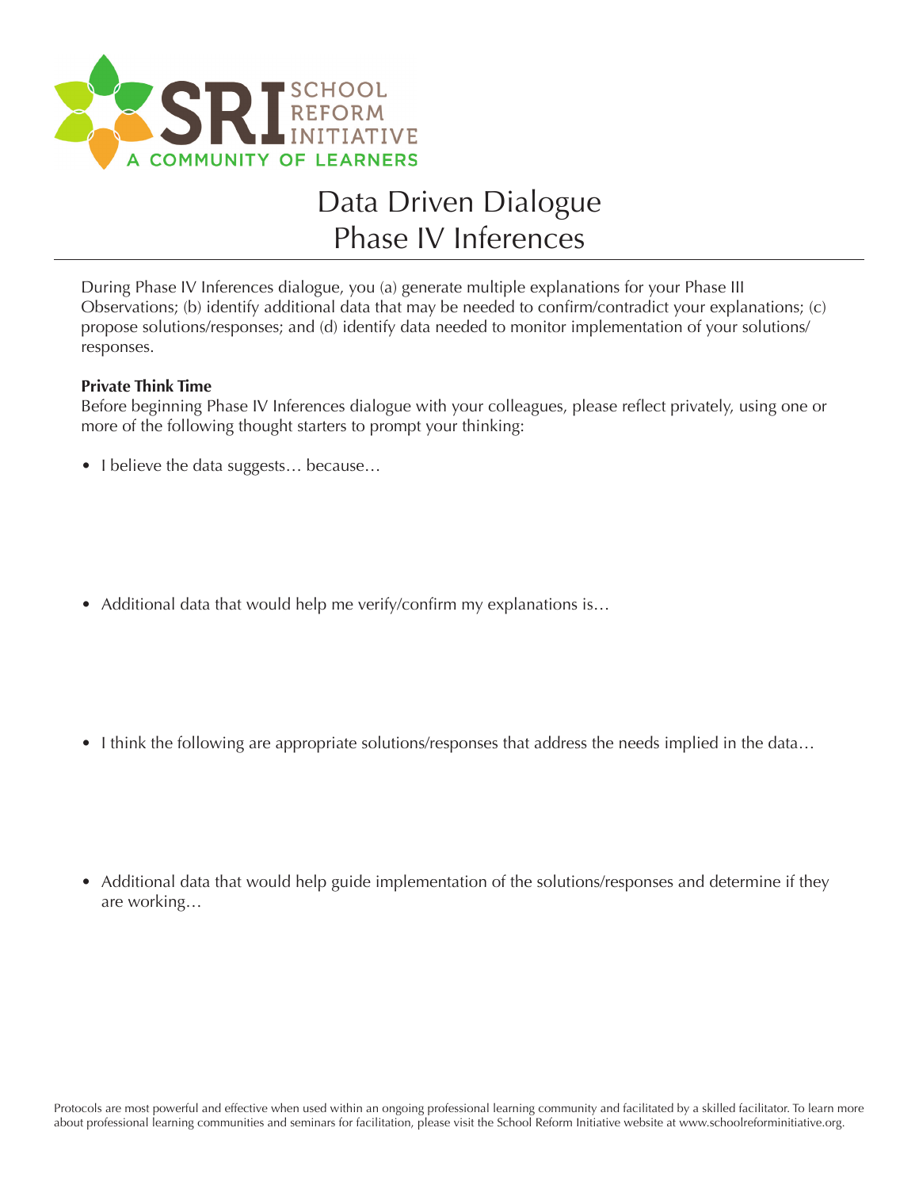SRI SCHOOL REFORM INITIATIVE
A COMMUNITY OF LEARNERS

# Data Driven Dialogue
# Phase IV Inferences

During Phase IV Inferences dialogue, you (a) generate multiple explanations for your Phase III Observations; (b) identify additional data that may be needed to confirm/contradict your explanations; (c) propose solutions/responses; and (d) identify data needed to monitor implementation of your solutions/responses.

**Private Think Time**

Before beginning Phase IV Inferences dialogue with your colleagues, please reflect privately, using one or more of the following thought starters to prompt your thinking:

- I believe the data suggests… because…

- Additional data that would help me verify/confirm my explanations is…

- I think the following are appropriate solutions/responses that address the needs implied in the data…

- Additional data that would help guide implementation of the solutions/responses and determine if they are working…

Protocols are most powerful and effective when used within an ongoing professional learning community and facilitated by a skilled facilitator. To learn more about professional learning communities and seminars for facilitation, please visit the School Reform Initiative website at www.schoolreforminitiative.org.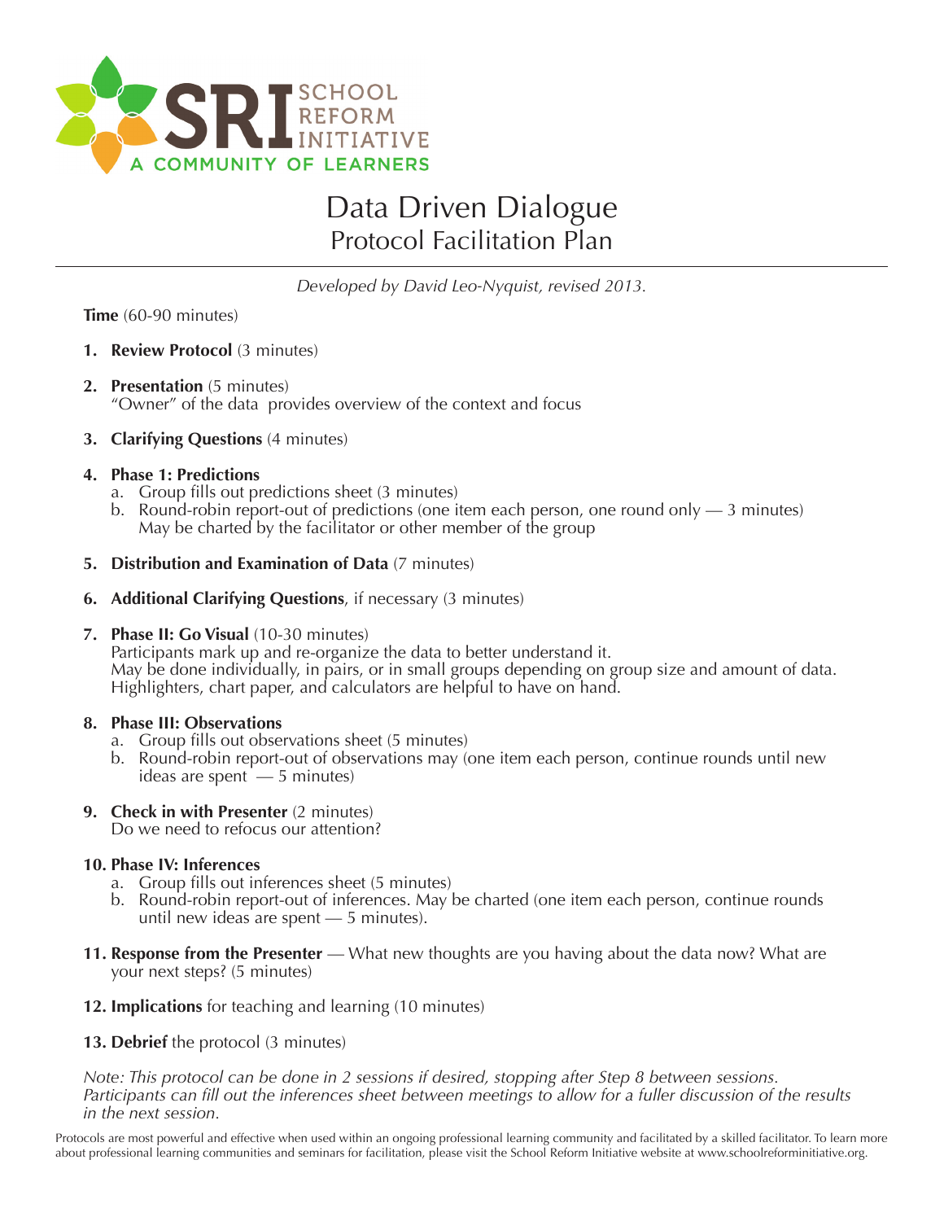SRI SCHOOL REFORM INITIATIVE
A COMMUNITY OF LEARNERS

# Data Driven Dialogue
## Protocol Facilitation Plan

*Developed by David Leo-Nyquist, revised 2013.*

**Time** (60-90 minutes)

1. **Review Protocol** (3 minutes)
2. **Presentation** (5 minutes)
   "Owner" of the data provides overview of the context and focus
3. **Clarifying Questions** (4 minutes)
4. **Phase 1: Predictions**
   a. Group fills out predictions sheet (3 minutes)
   b. Round-robin report-out of predictions (one item each person, one round only — 3 minutes) May be charted by the facilitator or other member of the group
5. **Distribution and Examination of Data** (7 minutes)
6. **Additional Clarifying Questions**, if necessary (3 minutes)
7. **Phase II: Go Visual** (10-30 minutes)
   Participants mark up and re-organize the data to better understand it.
   May be done individually, in pairs, or in small groups depending on group size and amount of data.
   Highlighters, chart paper, and calculators are helpful to have on hand.
8. **Phase III: Observations**
   a. Group fills out observations sheet (5 minutes)
   b. Round-robin report-out of observations may (one item each person, continue rounds until new ideas are spent — 5 minutes)
9. **Check in with Presenter** (2 minutes)
   Do we need to refocus our attention?
10. **Phase IV: Inferences**
    a. Group fills out inferences sheet (5 minutes)
    b. Round-robin report-out of inferences. May be charted (one item each person, continue rounds until new ideas are spent — 5 minutes).
11. **Response from the Presenter** — What new thoughts are you having about the data now? What are your next steps? (5 minutes)
12. **Implications** for teaching and learning (10 minutes)
13. **Debrief** the protocol (3 minutes)

*Note: This protocol can be done in 2 sessions if desired, stopping after Step 8 between sessions. Participants can fill out the inferences sheet between meetings to allow for a fuller discussion of the results in the next session.*

Protocols are most powerful and effective when used within an ongoing professional learning community and facilitated by a skilled facilitator. To learn more about professional learning communities and seminars for facilitation, please visit the School Reform Initiative website at www.schoolreforminitiative.org.